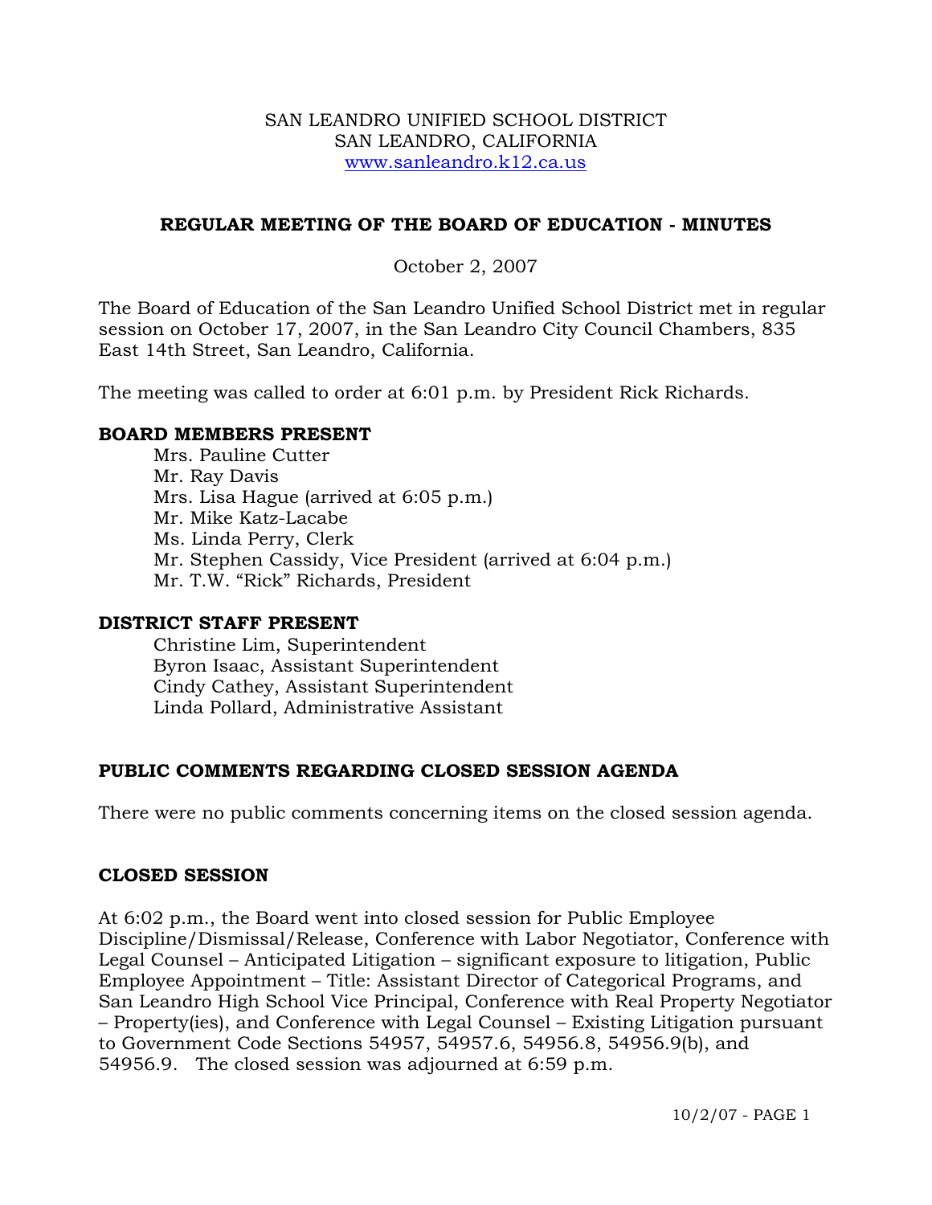SAN LEANDRO UNIFIED SCHOOL DISTRICT
SAN LEANDRO, CALIFORNIA
www.sanleandro.k12.ca.us

## REGULAR MEETING OF THE BOARD OF EDUCATION - MINUTES

October 2, 2007

The Board of Education of the San Leandro Unified School District met in regular session on October 17, 2007, in the San Leandro City Council Chambers, 835 East 14th Street, San Leandro, California.

The meeting was called to order at 6:01 p.m. by President Rick Richards.

### BOARD MEMBERS PRESENT

Mrs. Pauline Cutter
Mr. Ray Davis
Mrs. Lisa Hague (arrived at 6:05 p.m.)
Mr. Mike Katz-Lacabe
Ms. Linda Perry, Clerk
Mr. Stephen Cassidy, Vice President (arrived at 6:04 p.m.)
Mr. T.W. "Rick" Richards, President

### DISTRICT STAFF PRESENT

Christine Lim, Superintendent
Byron Isaac, Assistant Superintendent
Cindy Cathey, Assistant Superintendent
Linda Pollard, Administrative Assistant

### PUBLIC COMMENTS REGARDING CLOSED SESSION AGENDA

There were no public comments concerning items on the closed session agenda.

### CLOSED SESSION

At 6:02 p.m., the Board went into closed session for Public Employee Discipline/Dismissal/Release, Conference with Labor Negotiator, Conference with Legal Counsel – Anticipated Litigation – significant exposure to litigation, Public Employee Appointment – Title: Assistant Director of Categorical Programs, and San Leandro High School Vice Principal, Conference with Real Property Negotiator – Property(ies), and Conference with Legal Counsel – Existing Litigation pursuant to Government Code Sections 54957, 54957.6, 54956.8, 54956.9(b), and 54956.9. The closed session was adjourned at 6:59 p.m.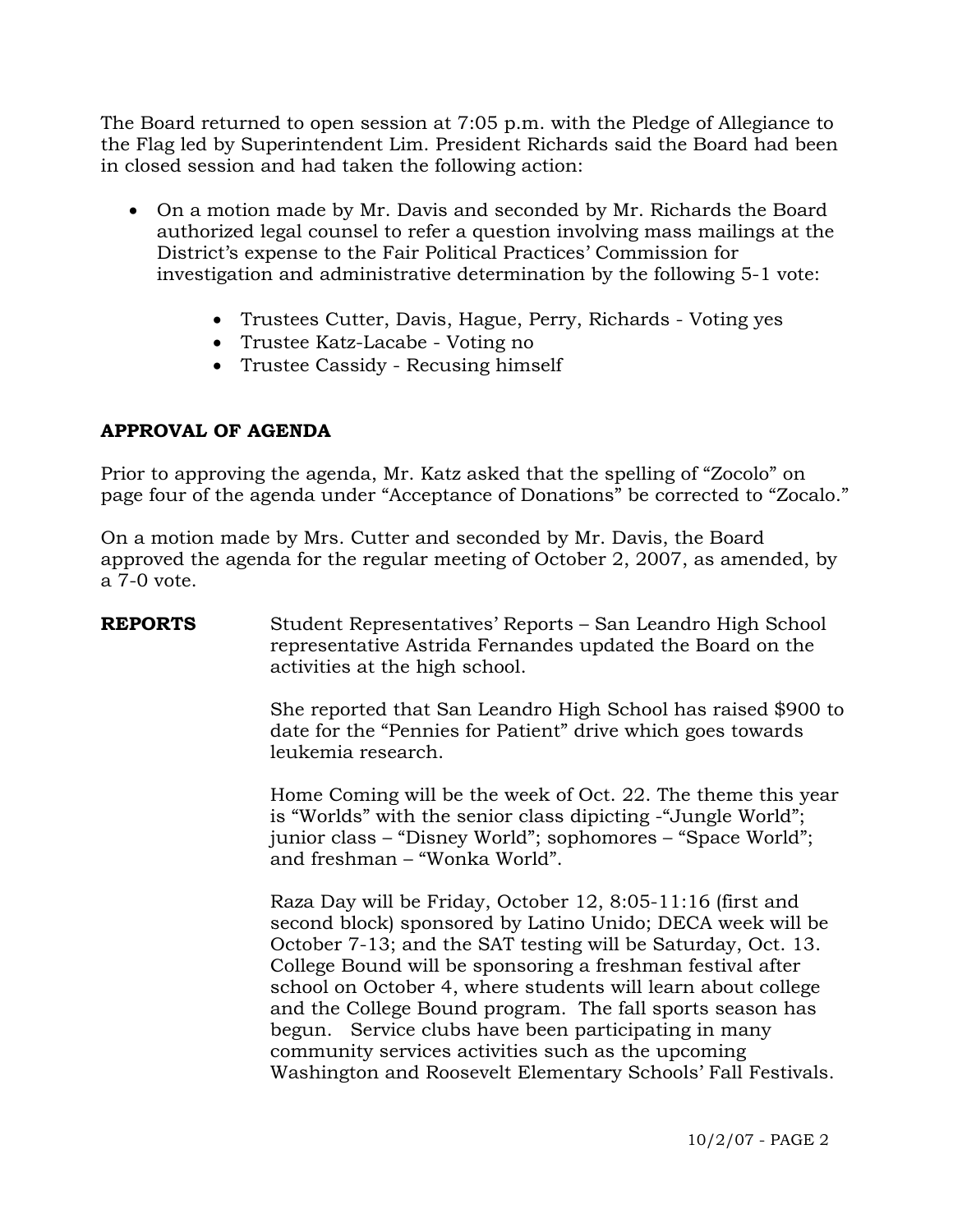The Board returned to open session at 7:05 p.m. with the Pledge of Allegiance to the Flag led by Superintendent Lim. President Richards said the Board had been in closed session and had taken the following action:

- On a motion made by Mr. Davis and seconded by Mr. Richards the Board authorized legal counsel to refer a question involving mass mailings at the District's expense to the Fair Political Practices' Commission for investigation and administrative determination by the following 5-1 vote:
  - Trustees Cutter, Davis, Hague, Perry, Richards - Voting yes
  - Trustee Katz-Lacabe - Voting no
  - Trustee Cassidy - Recusing himself

**APPROVAL OF AGENDA**

Prior to approving the agenda, Mr. Katz asked that the spelling of "Zocolo" on page four of the agenda under "Acceptance of Donations" be corrected to "Zocalo."

On a motion made by Mrs. Cutter and seconded by Mr. Davis, the Board approved the agenda for the regular meeting of October 2, 2007, as amended, by a 7-0 vote.

**REPORTS**

Student Representatives' Reports – San Leandro High School representative Astrida Fernandes updated the Board on the activities at the high school.

She reported that San Leandro High School has raised $900 to date for the "Pennies for Patient" drive which goes towards leukemia research.

Home Coming will be the week of Oct. 22. The theme this year is "Worlds" with the senior class dipicting -"Jungle World"; junior class – "Disney World"; sophomores – "Space World"; and freshman – "Wonka World".

Raza Day will be Friday, October 12, 8:05-11:16 (first and second block) sponsored by Latino Unido; DECA week will be October 7-13; and the SAT testing will be Saturday, Oct. 13. College Bound will be sponsoring a freshman festival after school on October 4, where students will learn about college and the College Bound program. The fall sports season has begun. Service clubs have been participating in many community services activities such as the upcoming Washington and Roosevelt Elementary Schools' Fall Festivals.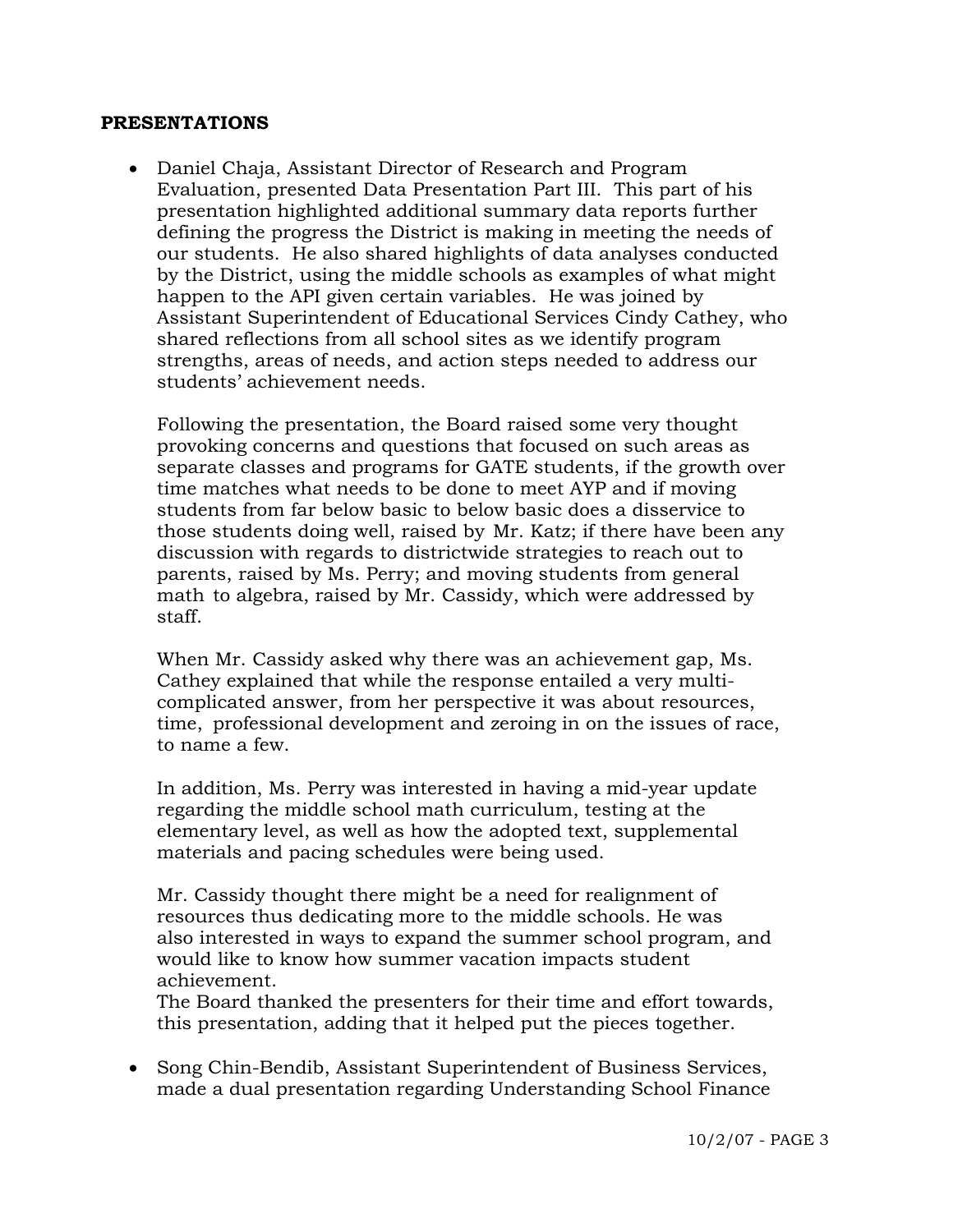## PRESENTATIONS

- Daniel Chaja, Assistant Director of Research and Program Evaluation, presented Data Presentation Part III. This part of his presentation highlighted additional summary data reports further defining the progress the District is making in meeting the needs of our students. He also shared highlights of data analyses conducted by the District, using the middle schools as examples of what might happen to the API given certain variables. He was joined by Assistant Superintendent of Educational Services Cindy Cathey, who shared reflections from all school sites as we identify program strengths, areas of needs, and action steps needed to address our students' achievement needs.

  Following the presentation, the Board raised some very thought provoking concerns and questions that focused on such areas as separate classes and programs for GATE students, if the growth over time matches what needs to be done to meet AYP and if moving students from far below basic to below basic does a disservice to those students doing well, raised by Mr. Katz; if there have been any discussion with regards to districtwide strategies to reach out to parents, raised by Ms. Perry; and moving students from general math to algebra, raised by Mr. Cassidy, which were addressed by staff.

  When Mr. Cassidy asked why there was an achievement gap, Ms. Cathey explained that while the response entailed a very multi-complicated answer, from her perspective it was about resources, time, professional development and zeroing in on the issues of race, to name a few.

  In addition, Ms. Perry was interested in having a mid-year update regarding the middle school math curriculum, testing at the elementary level, as well as how the adopted text, supplemental materials and pacing schedules were being used.

  Mr. Cassidy thought there might be a need for realignment of resources thus dedicating more to the middle schools. He was also interested in ways to expand the summer school program, and would like to know how summer vacation impacts student achievement.
  The Board thanked the presenters for their time and effort towards, this presentation, adding that it helped put the pieces together.

- Song Chin-Bendib, Assistant Superintendent of Business Services, made a dual presentation regarding Understanding School Finance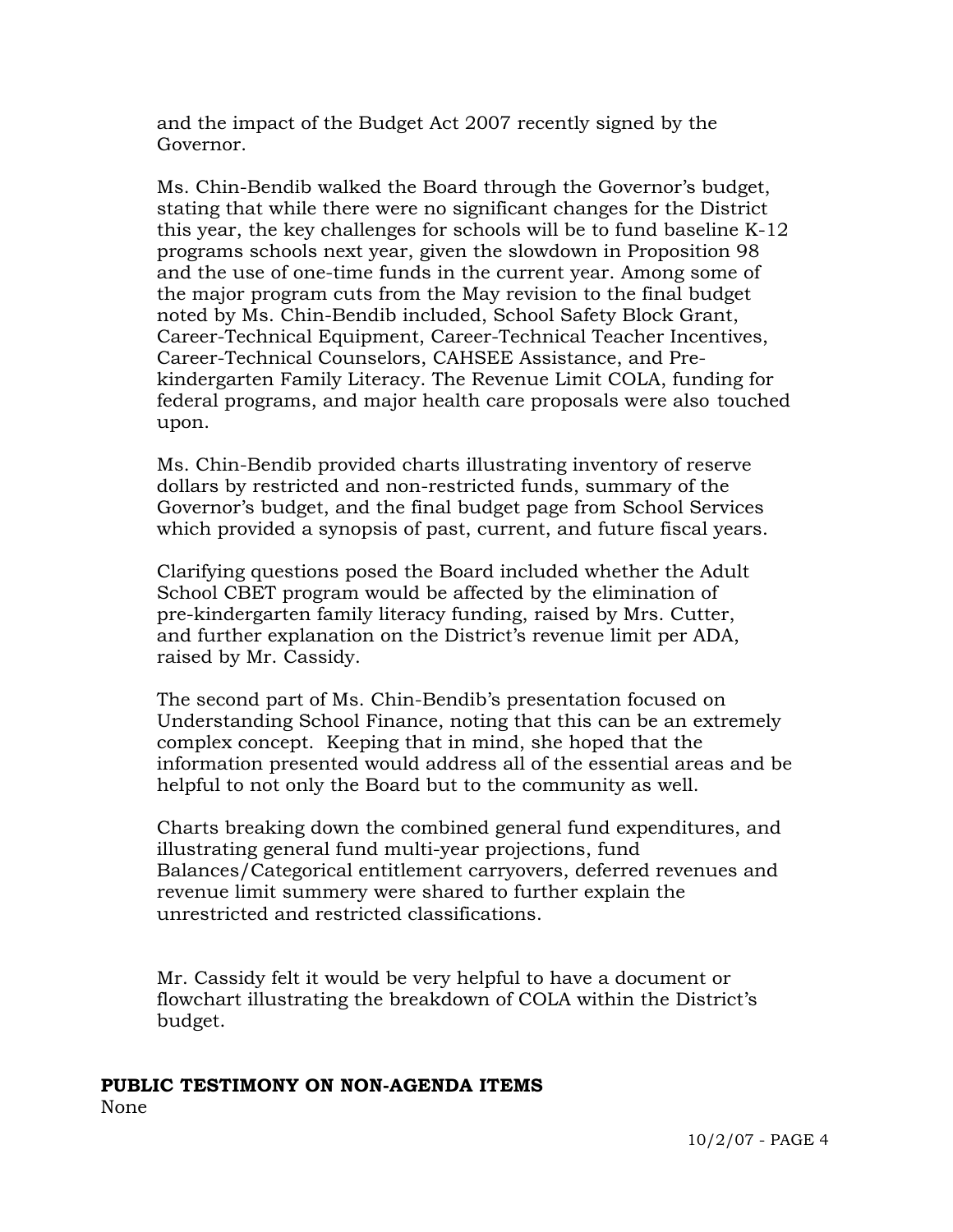and the impact of the Budget Act 2007 recently signed by the Governor.

Ms. Chin-Bendib walked the Board through the Governor's budget, stating that while there were no significant changes for the District this year, the key challenges for schools will be to fund baseline K-12 programs schools next year, given the slowdown in Proposition 98 and the use of one-time funds in the current year. Among some of the major program cuts from the May revision to the final budget noted by Ms. Chin-Bendib included, School Safety Block Grant, Career-Technical Equipment, Career-Technical Teacher Incentives, Career-Technical Counselors, CAHSEE Assistance, and Pre-kindergarten Family Literacy. The Revenue Limit COLA, funding for federal programs, and major health care proposals were also touched upon.

Ms. Chin-Bendib provided charts illustrating inventory of reserve dollars by restricted and non-restricted funds, summary of the Governor's budget, and the final budget page from School Services which provided a synopsis of past, current, and future fiscal years.

Clarifying questions posed the Board included whether the Adult School CBET program would be affected by the elimination of pre-kindergarten family literacy funding, raised by Mrs. Cutter, and further explanation on the District's revenue limit per ADA, raised by Mr. Cassidy.

The second part of Ms. Chin-Bendib's presentation focused on Understanding School Finance, noting that this can be an extremely complex concept. Keeping that in mind, she hoped that the information presented would address all of the essential areas and be helpful to not only the Board but to the community as well.

Charts breaking down the combined general fund expenditures, and illustrating general fund multi-year projections, fund Balances/Categorical entitlement carryovers, deferred revenues and revenue limit summery were shared to further explain the unrestricted and restricted classifications.

Mr. Cassidy felt it would be very helpful to have a document or flowchart illustrating the breakdown of COLA within the District's budget.

**PUBLIC TESTIMONY ON NON-AGENDA ITEMS**

None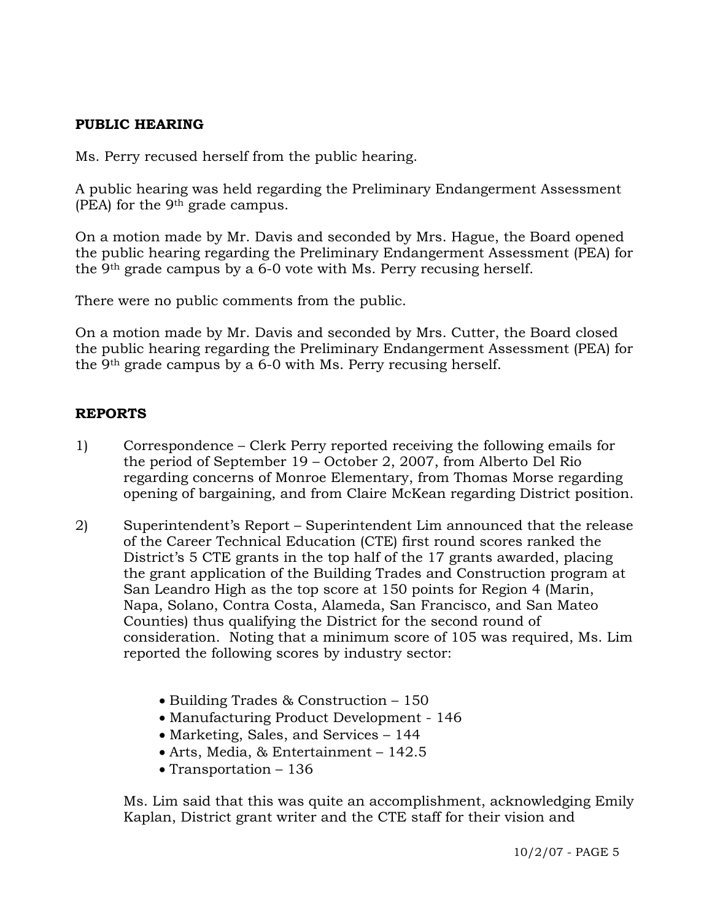**PUBLIC HEARING**

Ms. Perry recused herself from the public hearing.

A public hearing was held regarding the Preliminary Endangerment Assessment (PEA) for the 9th grade campus.

On a motion made by Mr. Davis and seconded by Mrs. Hague, the Board opened the public hearing regarding the Preliminary Endangerment Assessment (PEA) for the 9th grade campus by a 6-0 vote with Ms. Perry recusing herself.

There were no public comments from the public.

On a motion made by Mr. Davis and seconded by Mrs. Cutter, the Board closed the public hearing regarding the Preliminary Endangerment Assessment (PEA) for the 9th grade campus by a 6-0 with Ms. Perry recusing herself.

**REPORTS**

1) Correspondence – Clerk Perry reported receiving the following emails for the period of September 19 – October 2, 2007, from Alberto Del Rio regarding concerns of Monroe Elementary, from Thomas Morse regarding opening of bargaining, and from Claire McKean regarding District position.

2) Superintendent's Report – Superintendent Lim announced that the release of the Career Technical Education (CTE) first round scores ranked the District's 5 CTE grants in the top half of the 17 grants awarded, placing the grant application of the Building Trades and Construction program at San Leandro High as the top score at 150 points for Region 4 (Marin, Napa, Solano, Contra Costa, Alameda, San Francisco, and San Mateo Counties) thus qualifying the District for the second round of consideration. Noting that a minimum score of 105 was required, Ms. Lim reported the following scores by industry sector:

   - Building Trades & Construction – 150
   - Manufacturing Product Development - 146
   - Marketing, Sales, and Services – 144
   - Arts, Media, & Entertainment – 142.5
   - Transportation – 136

   Ms. Lim said that this was quite an accomplishment, acknowledging Emily Kaplan, District grant writer and the CTE staff for their vision and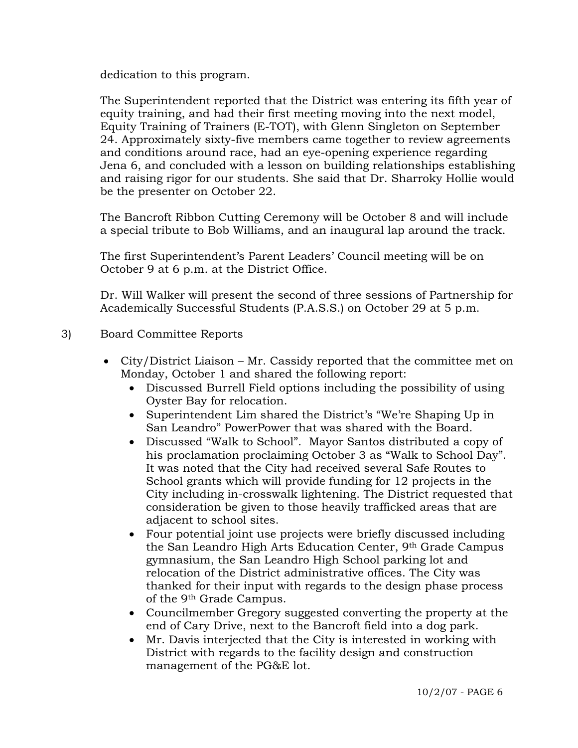dedication to this program.

The Superintendent reported that the District was entering its fifth year of equity training, and had their first meeting moving into the next model, Equity Training of Trainers (E-TOT), with Glenn Singleton on September 24. Approximately sixty-five members came together to review agreements and conditions around race, had an eye-opening experience regarding Jena 6, and concluded with a lesson on building relationships establishing and raising rigor for our students. She said that Dr. Sharroky Hollie would be the presenter on October 22.

The Bancroft Ribbon Cutting Ceremony will be October 8 and will include a special tribute to Bob Williams, and an inaugural lap around the track.

The first Superintendent's Parent Leaders' Council meeting will be on October 9 at 6 p.m. at the District Office.

Dr. Will Walker will present the second of three sessions of Partnership for Academically Successful Students (P.A.S.S.) on October 29 at 5 p.m.

3) Board Committee Reports

- City/District Liaison – Mr. Cassidy reported that the committee met on Monday, October 1 and shared the following report:
  - Discussed Burrell Field options including the possibility of using Oyster Bay for relocation.
  - Superintendent Lim shared the District's "We're Shaping Up in San Leandro" PowerPower that was shared with the Board.
  - Discussed "Walk to School". Mayor Santos distributed a copy of his proclamation proclaiming October 3 as "Walk to School Day". It was noted that the City had received several Safe Routes to School grants which will provide funding for 12 projects in the City including in-crosswalk lightening. The District requested that consideration be given to those heavily trafficked areas that are adjacent to school sites.
  - Four potential joint use projects were briefly discussed including the San Leandro High Arts Education Center, 9th Grade Campus gymnasium, the San Leandro High School parking lot and relocation of the District administrative offices. The City was thanked for their input with regards to the design phase process of the 9th Grade Campus.
  - Councilmember Gregory suggested converting the property at the end of Cary Drive, next to the Bancroft field into a dog park.
  - Mr. Davis interjected that the City is interested in working with District with regards to the facility design and construction management of the PG&E lot.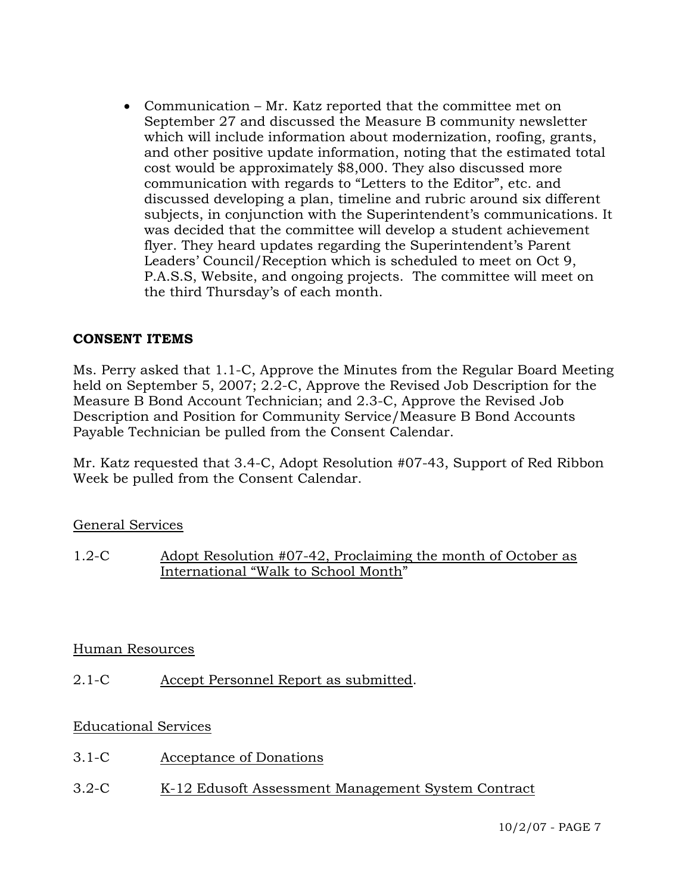- Communication – Mr. Katz reported that the committee met on September 27 and discussed the Measure B community newsletter which will include information about modernization, roofing, grants, and other positive update information, noting that the estimated total cost would be approximately $8,000. They also discussed more communication with regards to "Letters to the Editor", etc. and discussed developing a plan, timeline and rubric around six different subjects, in conjunction with the Superintendent's communications. It was decided that the committee will develop a student achievement flyer. They heard updates regarding the Superintendent's Parent Leaders' Council/Reception which is scheduled to meet on Oct 9, P.A.S.S, Website, and ongoing projects. The committee will meet on the third Thursday's of each month.

**CONSENT ITEMS**

Ms. Perry asked that 1.1-C, Approve the Minutes from the Regular Board Meeting held on September 5, 2007; 2.2-C, Approve the Revised Job Description for the Measure B Bond Account Technician; and 2.3-C, Approve the Revised Job Description and Position for Community Service/Measure B Bond Accounts Payable Technician be pulled from the Consent Calendar.

Mr. Katz requested that 3.4-C, Adopt Resolution #07-43, Support of Red Ribbon Week be pulled from the Consent Calendar.

General Services

1.2-C Adopt Resolution #07-42, Proclaiming the month of October as International "Walk to School Month"

Human Resources

2.1-C Accept Personnel Report as submitted.

Educational Services

3.1-C Acceptance of Donations

3.2-C K-12 Edusoft Assessment Management System Contract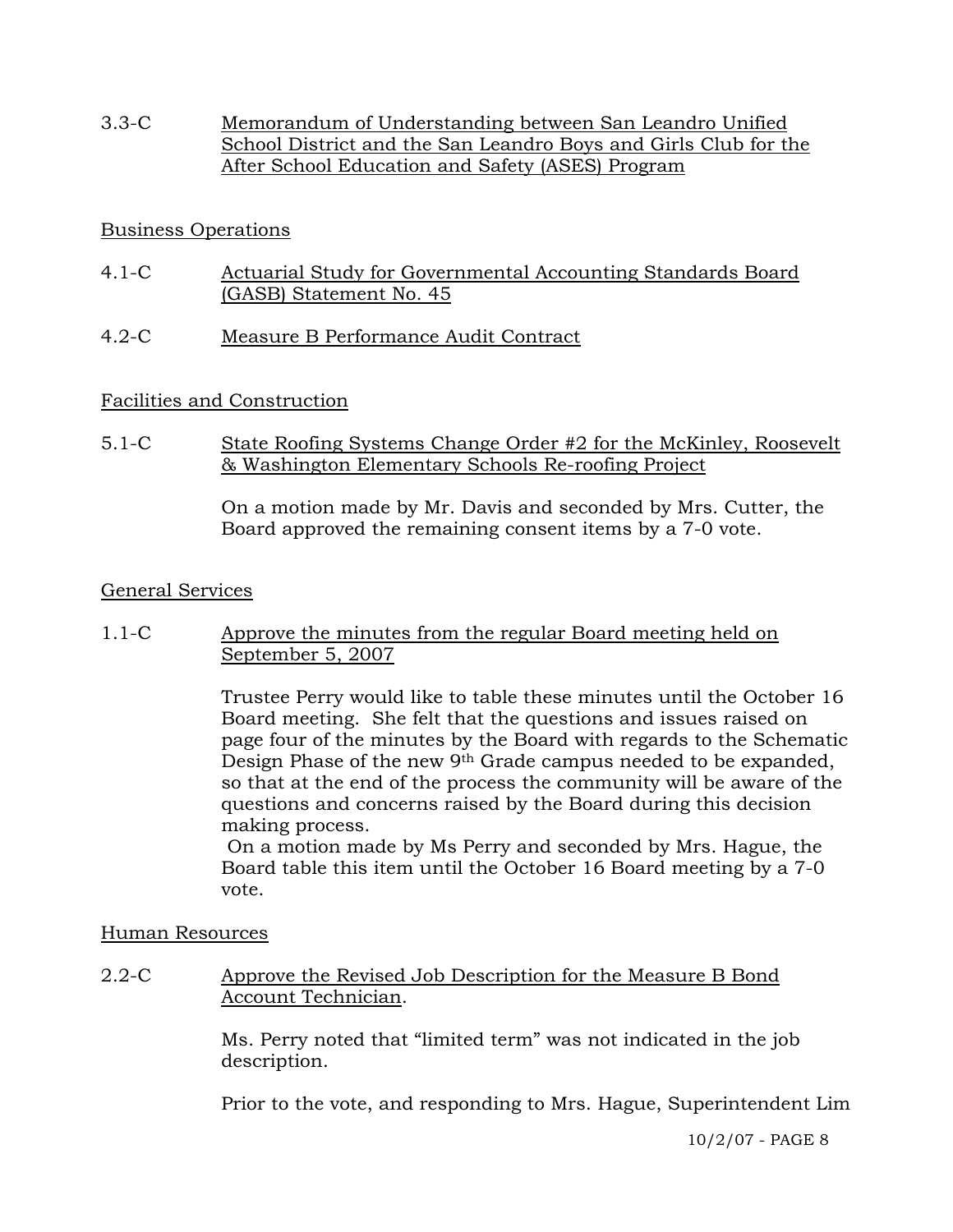3.3-C Memorandum of Understanding between San Leandro Unified School District and the San Leandro Boys and Girls Club for the After School Education and Safety (ASES) Program

Business Operations

4.1-C Actuarial Study for Governmental Accounting Standards Board (GASB) Statement No. 45

4.2-C Measure B Performance Audit Contract

Facilities and Construction

5.1-C State Roofing Systems Change Order #2 for the McKinley, Roosevelt & Washington Elementary Schools Re-roofing Project

On a motion made by Mr. Davis and seconded by Mrs. Cutter, the Board approved the remaining consent items by a 7-0 vote.

General Services

1.1-C Approve the minutes from the regular Board meeting held on September 5, 2007

Trustee Perry would like to table these minutes until the October 16 Board meeting. She felt that the questions and issues raised on page four of the minutes by the Board with regards to the Schematic Design Phase of the new 9th Grade campus needed to be expanded, so that at the end of the process the community will be aware of the questions and concerns raised by the Board during this decision making process.
On a motion made by Ms Perry and seconded by Mrs. Hague, the Board table this item until the October 16 Board meeting by a 7-0 vote.

Human Resources

2.2-C Approve the Revised Job Description for the Measure B Bond Account Technician.

Ms. Perry noted that "limited term" was not indicated in the job description.

Prior to the vote, and responding to Mrs. Hague, Superintendent Lim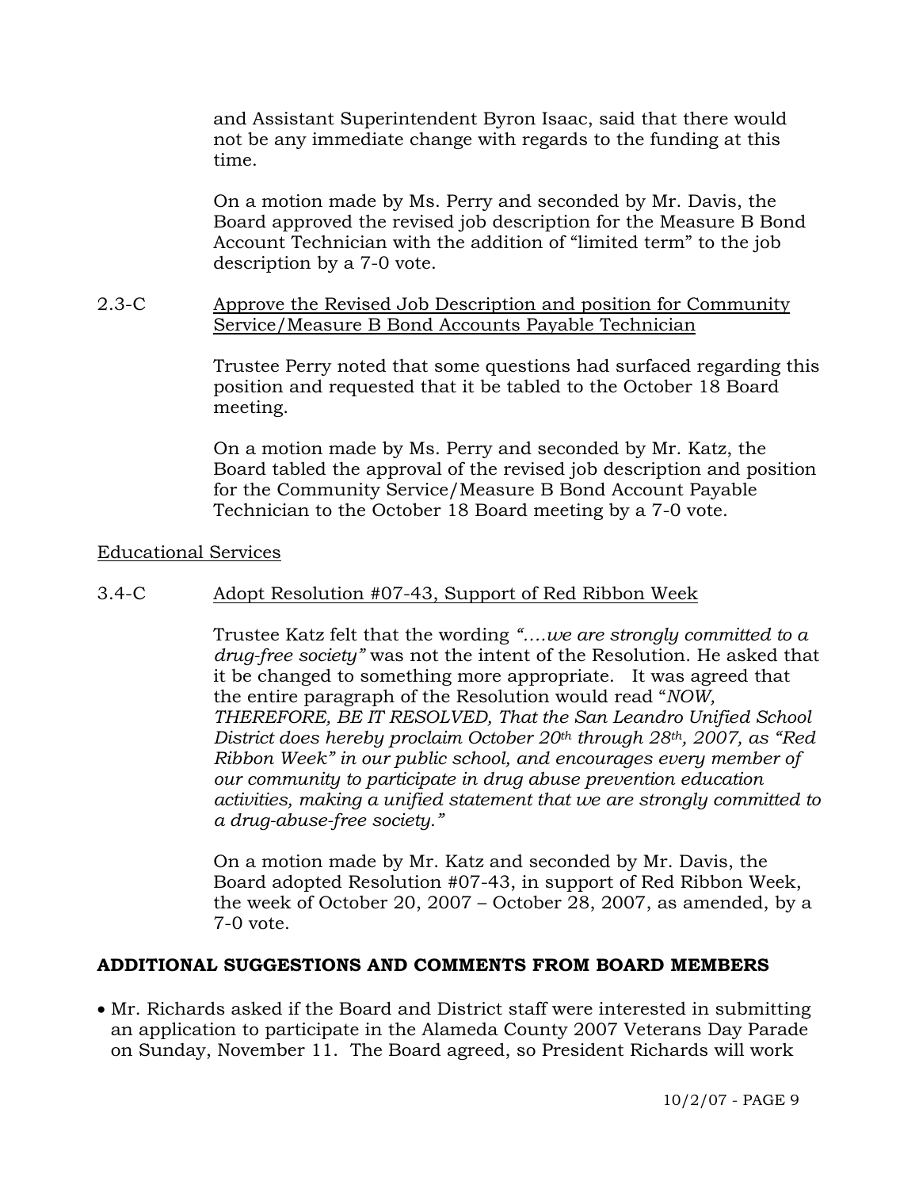and Assistant Superintendent Byron Isaac, said that there would not be any immediate change with regards to the funding at this time.

On a motion made by Ms. Perry and seconded by Mr. Davis, the Board approved the revised job description for the Measure B Bond Account Technician with the addition of "limited term" to the job description by a 7-0 vote.

2.3-C <u>Approve the Revised Job Description and position for Community Service/Measure B Bond Accounts Payable Technician</u>

Trustee Perry noted that some questions had surfaced regarding this position and requested that it be tabled to the October 18 Board meeting.

On a motion made by Ms. Perry and seconded by Mr. Katz, the Board tabled the approval of the revised job description and position for the Community Service/Measure B Bond Account Payable Technician to the October 18 Board meeting by a 7-0 vote.

<u>Educational Services</u>

3.4-C <u>Adopt Resolution #07-43, Support of Red Ribbon Week</u>

Trustee Katz felt that the wording *"….we are strongly committed to a drug-free society"* was not the intent of the Resolution. He asked that it be changed to something more appropriate. It was agreed that the entire paragraph of the Resolution would read "*NOW, THEREFORE, BE IT RESOLVED, That the San Leandro Unified School District does hereby proclaim October 20th through 28th, 2007, as "Red Ribbon Week" in our public school, and encourages every member of our community to participate in drug abuse prevention education activities, making a unified statement that we are strongly committed to a drug-abuse-free society."*

On a motion made by Mr. Katz and seconded by Mr. Davis, the Board adopted Resolution #07-43, in support of Red Ribbon Week, the week of October 20, 2007 – October 28, 2007, as amended, by a 7-0 vote.

## ADDITIONAL SUGGESTIONS AND COMMENTS FROM BOARD MEMBERS

- Mr. Richards asked if the Board and District staff were interested in submitting an application to participate in the Alameda County 2007 Veterans Day Parade on Sunday, November 11. The Board agreed, so President Richards will work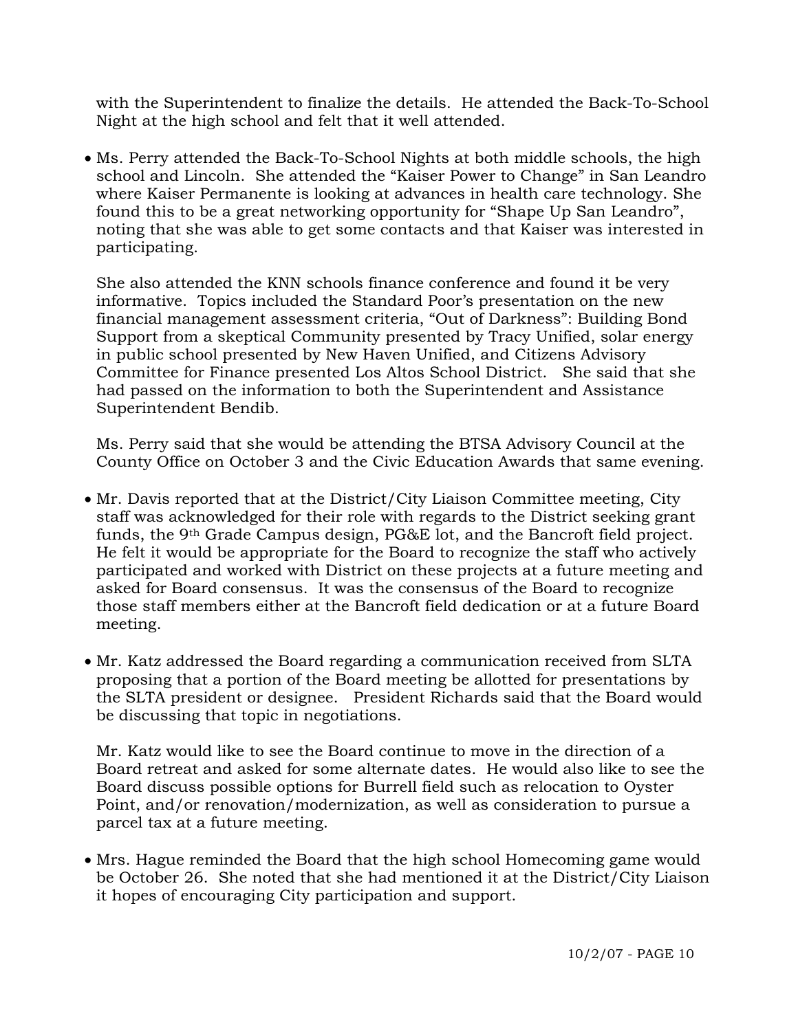with the Superintendent to finalize the details. He attended the Back-To-School Night at the high school and felt that it well attended.

- Ms. Perry attended the Back-To-School Nights at both middle schools, the high school and Lincoln. She attended the "Kaiser Power to Change" in San Leandro where Kaiser Permanente is looking at advances in health care technology. She found this to be a great networking opportunity for "Shape Up San Leandro", noting that she was able to get some contacts and that Kaiser was interested in participating.

  She also attended the KNN schools finance conference and found it be very informative. Topics included the Standard Poor's presentation on the new financial management assessment criteria, "Out of Darkness": Building Bond Support from a skeptical Community presented by Tracy Unified, solar energy in public school presented by New Haven Unified, and Citizens Advisory Committee for Finance presented Los Altos School District. She said that she had passed on the information to both the Superintendent and Assistance Superintendent Bendib.

  Ms. Perry said that she would be attending the BTSA Advisory Council at the County Office on October 3 and the Civic Education Awards that same evening.

- Mr. Davis reported that at the District/City Liaison Committee meeting, City staff was acknowledged for their role with regards to the District seeking grant funds, the 9th Grade Campus design, PG&E lot, and the Bancroft field project. He felt it would be appropriate for the Board to recognize the staff who actively participated and worked with District on these projects at a future meeting and asked for Board consensus. It was the consensus of the Board to recognize those staff members either at the Bancroft field dedication or at a future Board meeting.

- Mr. Katz addressed the Board regarding a communication received from SLTA proposing that a portion of the Board meeting be allotted for presentations by the SLTA president or designee. President Richards said that the Board would be discussing that topic in negotiations.

  Mr. Katz would like to see the Board continue to move in the direction of a Board retreat and asked for some alternate dates. He would also like to see the Board discuss possible options for Burrell field such as relocation to Oyster Point, and/or renovation/modernization, as well as consideration to pursue a parcel tax at a future meeting.

- Mrs. Hague reminded the Board that the high school Homecoming game would be October 26. She noted that she had mentioned it at the District/City Liaison it hopes of encouraging City participation and support.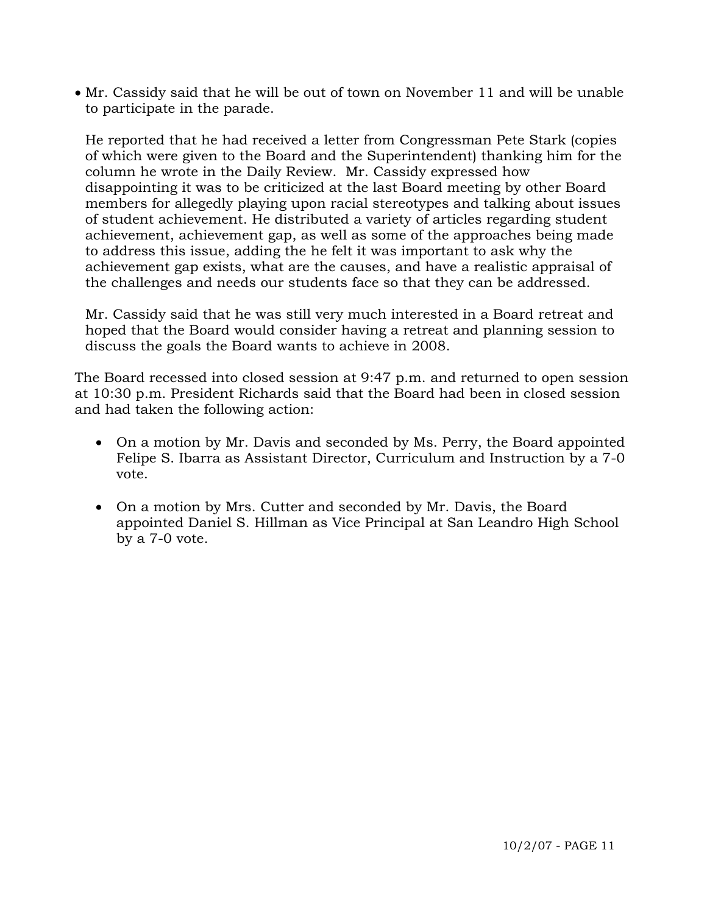- Mr. Cassidy said that he will be out of town on November 11 and will be unable to participate in the parade.

  He reported that he had received a letter from Congressman Pete Stark (copies of which were given to the Board and the Superintendent) thanking him for the column he wrote in the Daily Review. Mr. Cassidy expressed how disappointing it was to be criticized at the last Board meeting by other Board members for allegedly playing upon racial stereotypes and talking about issues of student achievement. He distributed a variety of articles regarding student achievement, achievement gap, as well as some of the approaches being made to address this issue, adding the he felt it was important to ask why the achievement gap exists, what are the causes, and have a realistic appraisal of the challenges and needs our students face so that they can be addressed.

  Mr. Cassidy said that he was still very much interested in a Board retreat and hoped that the Board would consider having a retreat and planning session to discuss the goals the Board wants to achieve in 2008.

The Board recessed into closed session at 9:47 p.m. and returned to open session at 10:30 p.m. President Richards said that the Board had been in closed session and had taken the following action:

- On a motion by Mr. Davis and seconded by Ms. Perry, the Board appointed Felipe S. Ibarra as Assistant Director, Curriculum and Instruction by a 7-0 vote.

- On a motion by Mrs. Cutter and seconded by Mr. Davis, the Board appointed Daniel S. Hillman as Vice Principal at San Leandro High School by a 7-0 vote.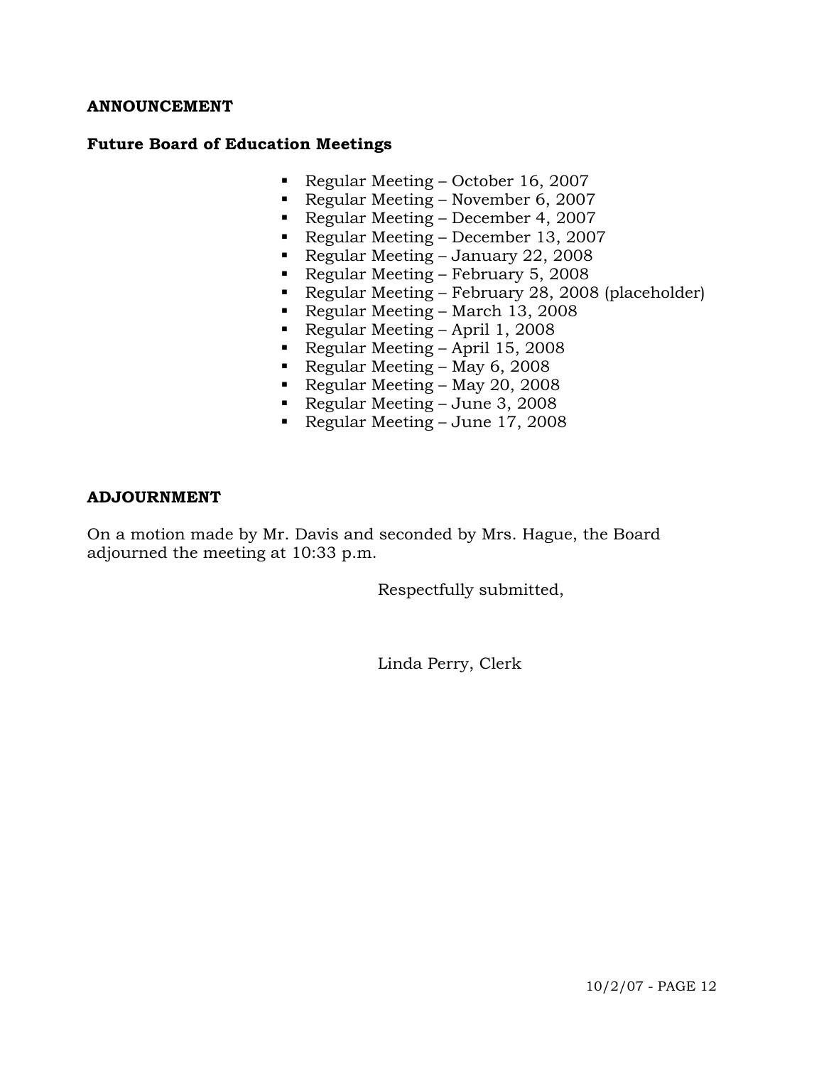**ANNOUNCEMENT**

**Future Board of Education Meetings**

- Regular Meeting – October 16, 2007
- Regular Meeting – November 6, 2007
- Regular Meeting – December 4, 2007
- Regular Meeting – December 13, 2007
- Regular Meeting – January 22, 2008
- Regular Meeting – February 5, 2008
- Regular Meeting – February 28, 2008 (placeholder)
- Regular Meeting – March 13, 2008
- Regular Meeting – April 1, 2008
- Regular Meeting – April 15, 2008
- Regular Meeting – May 6, 2008
- Regular Meeting – May 20, 2008
- Regular Meeting – June 3, 2008
- Regular Meeting – June 17, 2008

**ADJOURNMENT**

On a motion made by Mr. Davis and seconded by Mrs. Hague, the Board adjourned the meeting at 10:33 p.m.

Respectfully submitted,

Linda Perry, Clerk